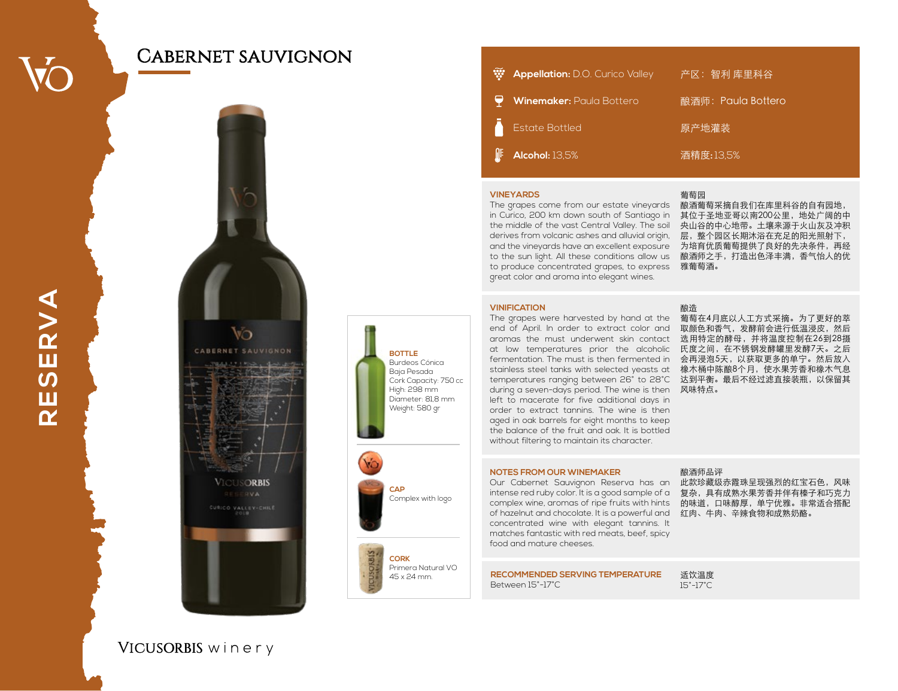# CABERNET SAUVIGNON

RESERVA

| | |
|---|---|
| **Appellation:** D.O. Curico Valley | 产区：智利 库里科谷 |
| **Winemaker:** Paula Bottero | 酿酒师：Paula Bottero |
| Estate Bottled | 原产地灌装 |
| **Alcohol:** 13,5% | 酒精度:13,5% |

## VINEYARDS

The grapes come from our estate vineyards in Curico, 200 km down south of Santiago in the middle of the vast Central Valley. The soil derives from volcanic ashes and alluvial origin, and the vineyards have an excellent exposure to the sun light. All these conditions allow us to produce concentrated grapes, to express great color and aroma into elegant wines.

## 葡萄园

酿酒葡萄采摘自我们在库里科谷的自有园地，其位于圣地亚哥以南200公里，地处广阔的中央山谷的中心地带。土壤来源于火山灰及冲积层，整个园区长期沐浴在充足的阳光照射下，为培育优质葡萄提供了良好的先决条件，再经酿酒师之手，打造出色泽丰满，香气怡人的优雅葡萄酒。

## VINIFICATION

The grapes were harvested by hand at the end of April. In order to extract color and aromas the must underwent skin contact at low temperatures prior the alcoholic fermentation. The must is then fermented in stainless steel tanks with selected yeasts at temperatures ranging between 26° to 28°C during a seven-days period. The wine is then left to macerate for five additional days in order to extract tannins. The wine is then aged in oak barrels for eight months to keep the balance of the fruit and oak. It is bottled without filtering to maintain its character.

## 酿造

葡萄在4月底以人工方式采摘。为了更好的萃取颜色和香气，发酵前会进行低温浸皮，然后选用特定的酵母，并将温度控制在26到28摄氏度之间，在不锈钢发酵罐里发酵7天。之后会再浸泡5天，以获取更多的单宁。然后放入橡木桶中陈酿8个月，使水果芳香和橡木气息达到平衡。最后不经过滤直接装瓶，以保留其风味特点。

## NOTES FROM OUR WINEMAKER

Our Cabernet Sauvignon Reserva has an intense red ruby color. It is a good sample of a complex wine, aromas of ripe fruits with hints of hazelnut and chocolate. It is a powerful and concentrated wine with elegant tannins. It matches fantastic with red meats, beef, spicy food and mature cheeses.

## 酿酒师品评

此款珍藏级赤霞珠呈现强烈的红宝石色，风味复杂，具有成熟水果芳香并伴有榛子和巧克力的味道，口味醇厚，单宁优雅。非常适合搭配红肉、牛肉、辛辣食物和成熟奶酪。

## RECOMMENDED SERVING TEMPERATURE

Between 15°-17°C

## 适饮温度

15°-17°C

---

**BOTTLE**
Burdeos Cónica
Baja Pesada
Cork Capacity: 750 cc
High: 298 mm
Diameter: 81,8 mm
Weight: 580 gr

**CAP**
Complex with logo

**CORK**
Primera Natural VO
45 x 24 mm.

VICUSORBIS winery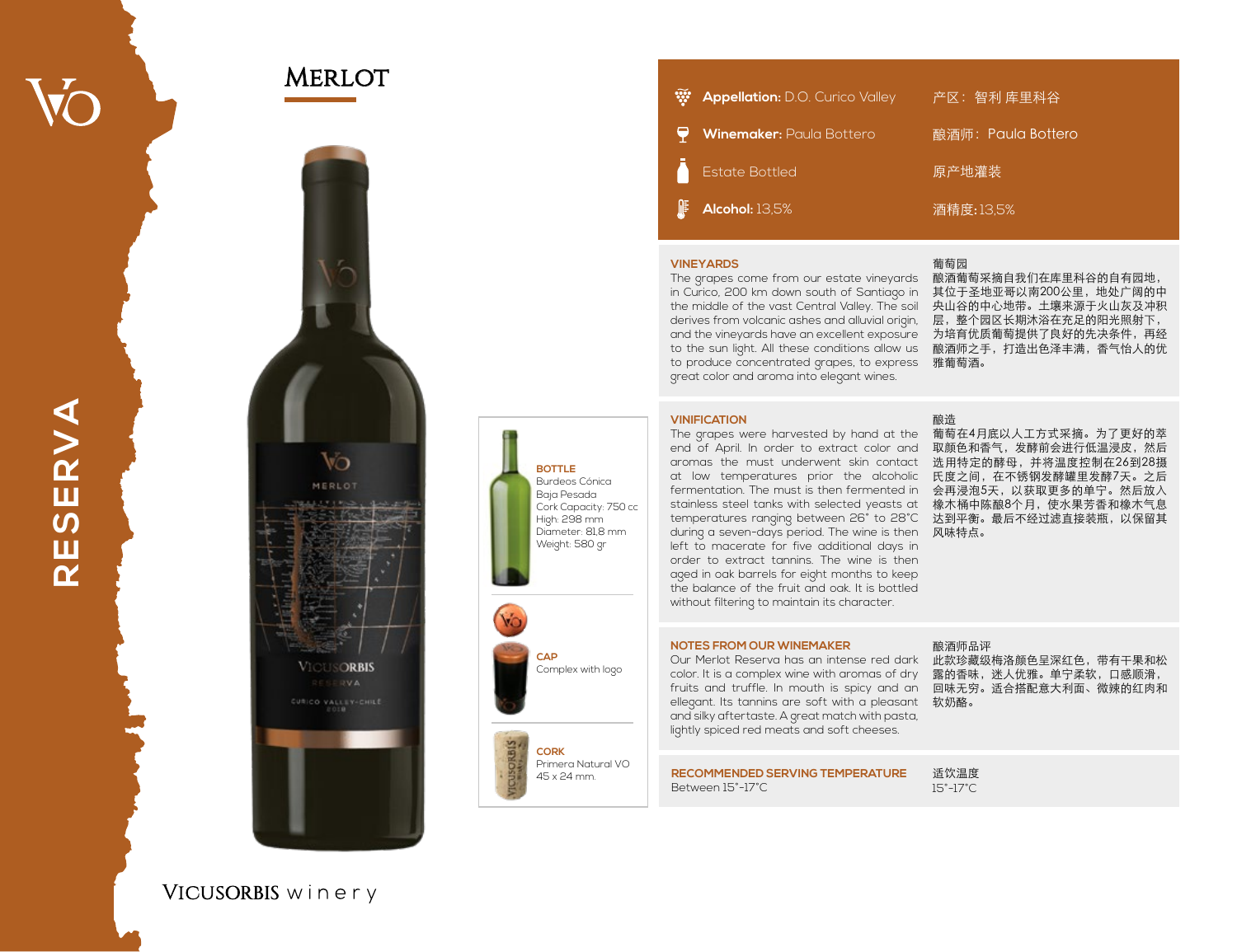# RESERVA

## MERLOT

**Appellation:** D.O. Curico Valley — 产区：智利 库里科谷

**Winemaker:** Paula Bottero — 酿酒师：Paula Bottero

Estate Bottled — 原产地灌装

**Alcohol:** 13,5% — 酒精度：13,5%

### VINEYARDS

The grapes come from our estate vineyards in Curico, 200 km down south of Santiago in the middle of the vast Central Valley. The soil derives from volcanic ashes and alluvial origin, and the vineyards have an excellent exposure to the sun light. All these conditions allow us to produce concentrated grapes, to express great color and aroma into elegant wines.

### 葡萄园

酿酒葡萄采摘自我们在库里科谷的自有园地，其位于圣地亚哥以南200公里，地处广阔的中央山谷的中心地带。土壤来源于火山灰及冲积层，整个园区长期沐浴在充足的阳光照射下，为培育优质葡萄提供了良好的先决条件，再经酿酒师之手，打造出色泽丰满，香气怡人的优雅葡萄酒。

### VINIFICATION

The grapes were harvested by hand at the end of April. In order to extract color and aromas the must underwent skin contact at low temperatures prior the alcoholic fermentation. The must is then fermented in stainless steel tanks with selected yeasts at temperatures ranging between 26° to 28°C during a seven-days period. The wine is then left to macerate for five additional days in order to extract tannins. The wine is then aged in oak barrels for eight months to keep the balance of the fruit and oak. It is bottled without filtering to maintain its character.

### 酿造

葡萄在4月底以人工方式采摘。为了更好的萃取颜色和香气，发酵前会进行低温浸皮，然后选用特定的酵母，并将温度控制在26到28摄氏度之间，在不锈钢发酵罐里发酵7天。之后会再浸泡5天，以获取更多的单宁。然后放入橡木桶中陈酿8个月，使水果芳香和橡木气息达到平衡。最后不经过滤直接装瓶，以保留其风味特点。

### NOTES FROM OUR WINEMAKER

Our Merlot Reserva has an intense red dark color. It is a complex wine with aromas of dry fruits and truffle. In mouth is spicy and an ellegant. Its tannins are soft with a pleasant and silky aftertaste. A great match with pasta, lightly spiced red meats and soft cheeses.

### 酿酒师品评

此款珍藏级梅洛颜色呈深红色，带有干果和松露的香味，迷人优雅。单宁柔软，口感顺滑，回味无穷。适合搭配意大利面、微辣的红肉和软奶酪。

### RECOMMENDED SERVING TEMPERATURE

Between 15°-17°C

### 适饮温度

15°-17°C

---

**BOTTLE**
Burdeos Cónica
Baja Pesada
Cork Capacity: 750 cc
High: 298 mm
Diameter: 81,8 mm
Weight: 580 gr

**CAP**
Complex with logo

**CORK**
Primera Natural VO
45 x 24 mm.

VICUSORBIS winery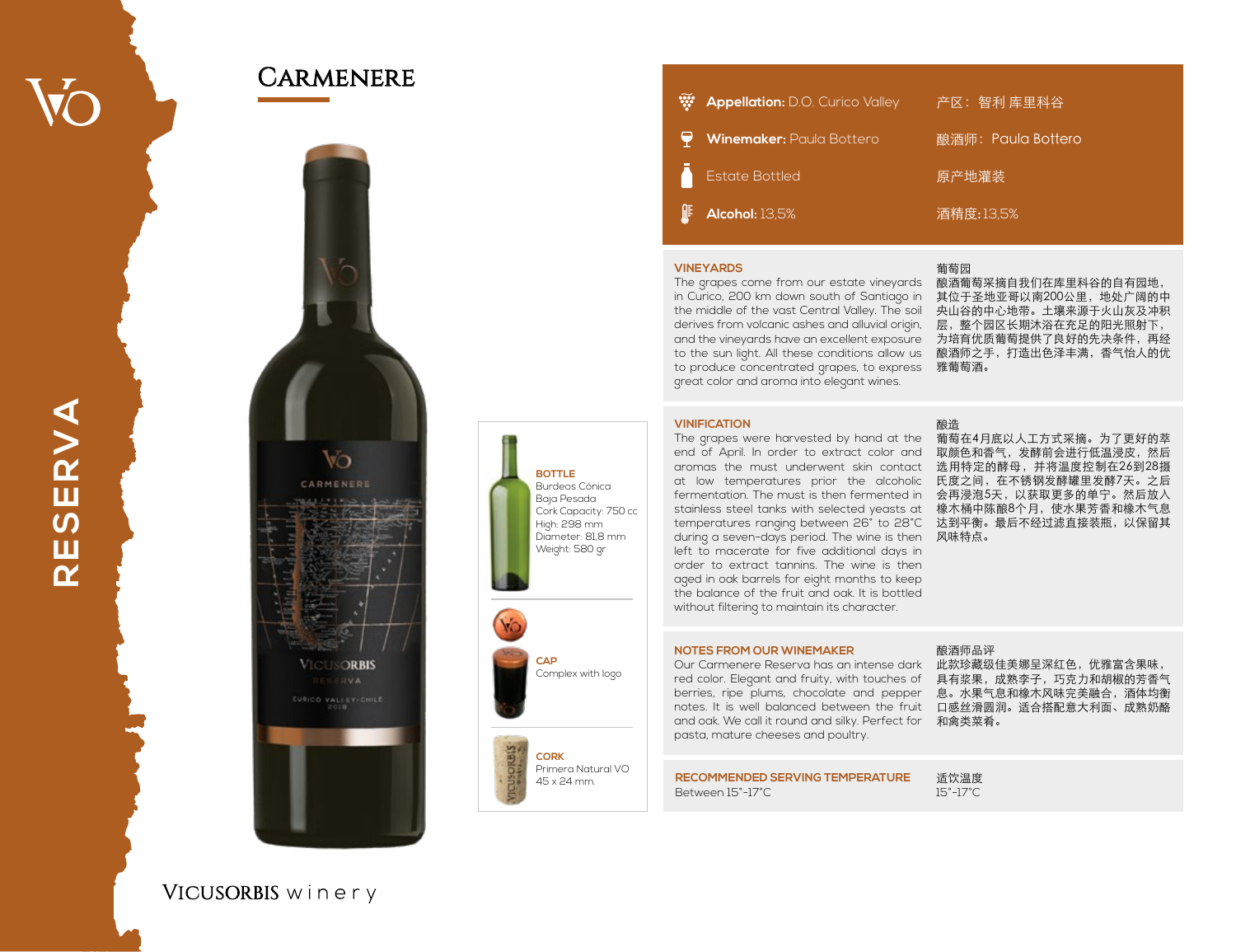RESERVA

# CARMENERE

| | |
|---|---|
| **Appellation:** D.O. Curico Valley | 产区：智利 库里科谷 |
| **Winemaker:** Paula Bottero | 酿酒师：Paula Bottero |
| Estate Bottled | 原产地灌装 |
| **Alcohol:** 13,5% | 酒精度:13,5% |

## VINEYARDS

The grapes come from our estate vineyards in Curico, 200 km down south of Santiago in the middle of the vast Central Valley. The soil derives from volcanic ashes and alluvial origin, and the vineyards have an excellent exposure to the sun light. All these conditions allow us to produce concentrated grapes, to express great color and aroma into elegant wines.

## 葡萄园

酿酒葡萄采摘自我们在库里科谷的自有园地，其位于圣地亚哥以南200公里，地处广阔的中央山谷的中心地带。土壤来源于火山灰及冲积层，整个园区长期沐浴在充足的阳光照射下，为培育优质葡萄提供了良好的先决条件，再经酿酒师之手，打造出色泽丰满，香气怡人的优雅葡萄酒。

## VINIFICATION

The grapes were harvested by hand at the end of April. In order to extract color and aromas the must underwent skin contact at low temperatures prior the alcoholic fermentation. The must is then fermented in stainless steel tanks with selected yeasts at temperatures ranging between 26° to 28°C during a seven-days period. The wine is then left to macerate for five additional days in order to extract tannins. The wine is then aged in oak barrels for eight months to keep the balance of the fruit and oak. It is bottled without filtering to maintain its character.

## 酿造

葡萄在4月底以人工方式采摘。为了更好的萃取颜色和香气，发酵前会进行低温浸皮，然后选用特定的酵母，并将温度控制在26到28摄氏度之间，在不锈钢发酵罐里发酵7天。之后会再浸泡5天，以获取更多的单宁。然后放入橡木桶中陈酿8个月，使水果芳香和橡木气息达到平衡。最后不经过滤直接装瓶，以保留其风味特点。

## NOTES FROM OUR WINEMAKER

Our Carmenere Reserva has an intense dark red color. Elegant and fruity, with touches of berries, ripe plums, chocolate and pepper notes. It is well balanced between the fruit and oak. We call it round and silky. Perfect for pasta, mature cheeses and poultry.

## 酿酒师品评

此款珍藏级佳美娜呈深红色，优雅富含果味，具有浆果，成熟李子，巧克力和胡椒的芳香气息。水果气息和橡木风味完美融合，酒体均衡口感丝滑圆润。适合搭配意大利面、成熟奶酪和禽类菜肴。

## RECOMMENDED SERVING TEMPERATURE

Between 15°-17°C

## 适饮温度

15°-17°C

**BOTTLE**
Burdeos Cónica
Baja Pesada
Cork Capacity: 750 cc
High: 298 mm
Diameter: 81,8 mm
Weight: 580 gr

**CAP**
Complex with logo

**CORK**
Primera Natural VO
45 x 24 mm.

VICUSORBIS winery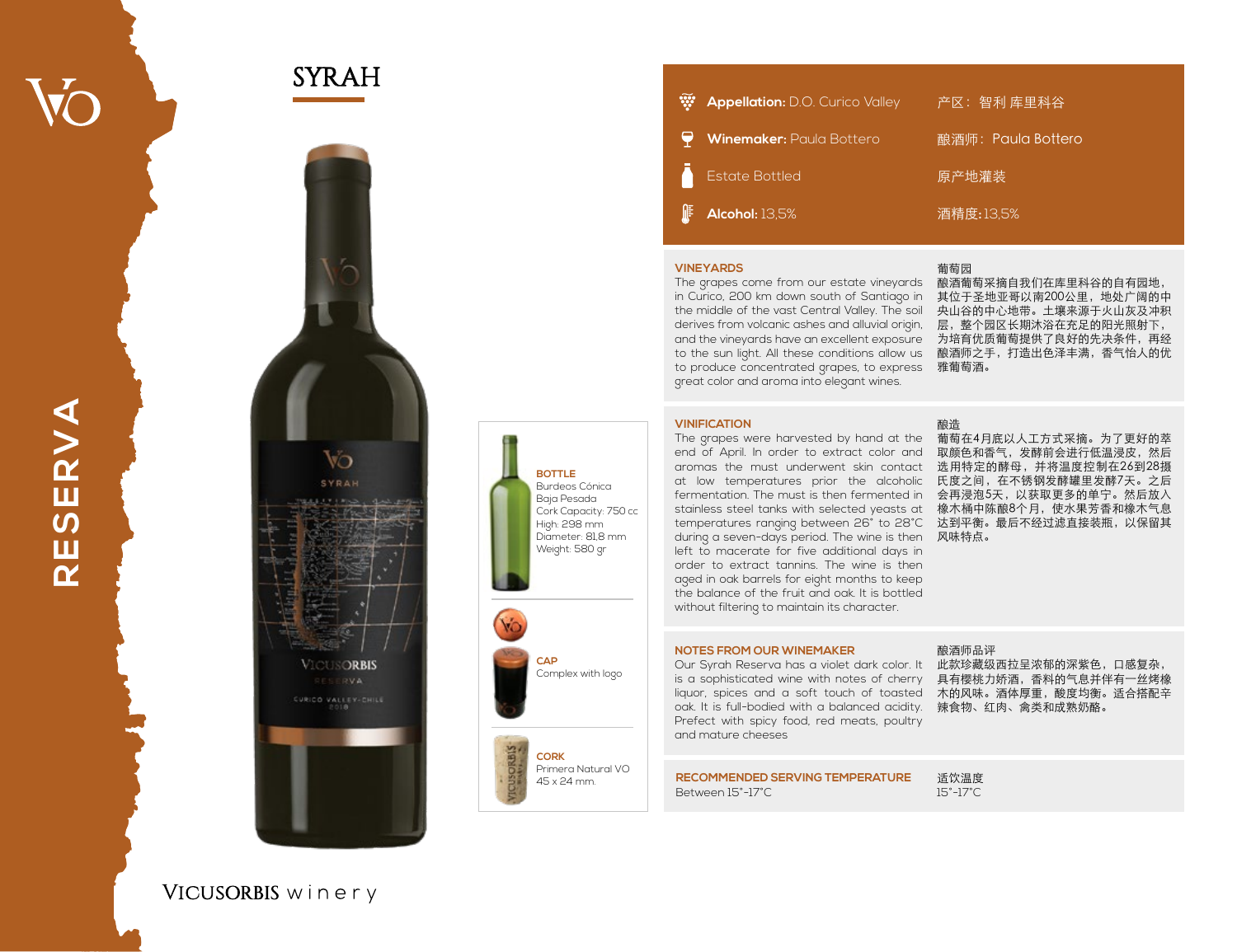VO

RESERVA

# SYRAH

**Appellation:** D.O. Curico Valley — 产区：智利 库里科谷

**Winemaker:** Paula Bottero — 酿酒师：Paula Bottero

Estate Bottled — 原产地灌装

**Alcohol:** 13,5% — 酒精度:13,5%

## VINEYARDS

The grapes come from our estate vineyards in Curico, 200 km down south of Santiago in the middle of the vast Central Valley. The soil derives from volcanic ashes and alluvial origin, and the vineyards have an excellent exposure to the sun light. All these conditions allow us to produce concentrated grapes, to express great color and aroma into elegant wines.

## 葡萄园

酿酒葡萄采摘自我们在库里科谷的自有园地，其位于圣地亚哥以南200公里，地处广阔的中央山谷的中心地带。土壤来源于火山灰及冲积层，整个园区长期沐浴在充足的阳光照射下，为培育优质葡萄提供了良好的先决条件，再经酿酒师之手，打造出色泽丰满，香气怡人的优雅葡萄酒。

## VINIFICATION

The grapes were harvested by hand at the end of April. In order to extract color and aromas the must underwent skin contact at low temperatures prior the alcoholic fermentation. The must is then fermented in stainless steel tanks with selected yeasts at temperatures ranging between 26° to 28°C during a seven-days period. The wine is then left to macerate for five additional days in order to extract tannins. The wine is then aged in oak barrels for eight months to keep the balance of the fruit and oak. It is bottled without filtering to maintain its character.

## 酿造

葡萄在4月底以人工方式采摘。为了更好的萃取颜色和香气，发酵前会进行低温浸皮，然后选用特定的酵母，并将温度控制在26到28摄氏度之间，在不锈钢发酵罐里发酵7天。之后会再浸泡5天，以获取更多的单宁。然后放入橡木桶中陈酿8个月，使水果芳香和橡木气息达到平衡。最后不经过滤直接装瓶，以保留其风味特点。

## NOTES FROM OUR WINEMAKER

Our Syrah Reserva has a violet dark color. It is a sophisticated wine with notes of cherry liquor, spices and a soft touch of toasted oak. It is full-bodied with a balanced acidity. Prefect with spicy food, red meats, poultry and mature cheeses

## 酿酒师品评

此款珍藏级西拉呈浓郁的深紫色，口感复杂，具有樱桃力娇酒，香料的气息并伴有一丝烤橡木的风味。酒体厚重，酸度均衡。适合搭配辛辣食物、红肉、禽类和成熟奶酪。

## RECOMMENDED SERVING TEMPERATURE

Between 15°-17°C

## 适饮温度

15°-17°C

**BOTTLE**
Burdeos Cónica
Baja Pesada
Cork Capacity: 750 cc
High: 298 mm
Diameter: 81,8 mm
Weight: 580 gr

**CAP**
Complex with logo

**CORK**
Primera Natural VO
45 x 24 mm.

VICUSORBIS winery